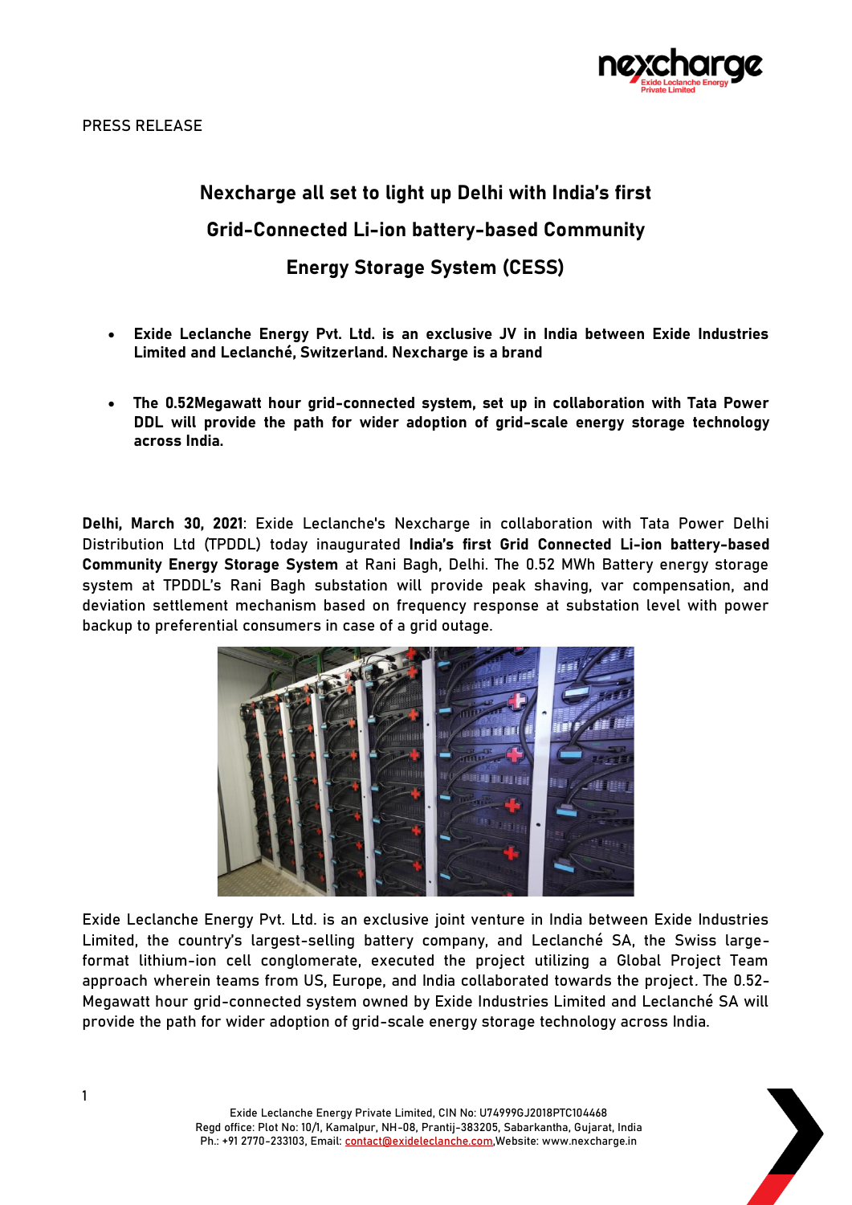PRESS RELEASE

# Nexcharge all set to light up Delhi with India's first Grid-Connected Li-ion battery-based Community Energy Storage System (CESS)

- **Exide Leclanche Energy Pvt. Ltd. is an exclusive JV in India between Exide Industries Limited and Leclanché, Switzerland. Nexcharge is a brand**
- **The 0.52Megawatt hour grid-connected system, set up in collaboration with Tata Power DDL will provide the path for wider adoption of grid-scale energy storage technology across India.**

**Delhi, March 30, 2021**: Exide Leclanche's Nexcharge in collaboration with Tata Power Delhi Distribution Ltd (TPDDL) today inaugurated **India's first Grid Connected Li-ion battery-based Community Energy Storage System** at Rani Bagh, Delhi. The 0.52 MWh Battery energy storage system at TPDDL's Rani Bagh substation will provide peak shaving, var compensation, and deviation settlement mechanism based on frequency response at substation level with power backup to preferential consumers in case of a grid outage.

Exide Leclanche Energy Pvt. Ltd. is an exclusive joint venture in India between Exide Industries Limited, the country's largest-selling battery company, and Leclanché SA, the Swiss large-format lithium-ion cell conglomerate, executed the project utilizing a Global Project Team approach wherein teams from US, Europe, and India collaborated towards the project. The 0.52-Megawatt hour grid-connected system owned by Exide Industries Limited and Leclanché SA will provide the path for wider adoption of grid-scale energy storage technology across India.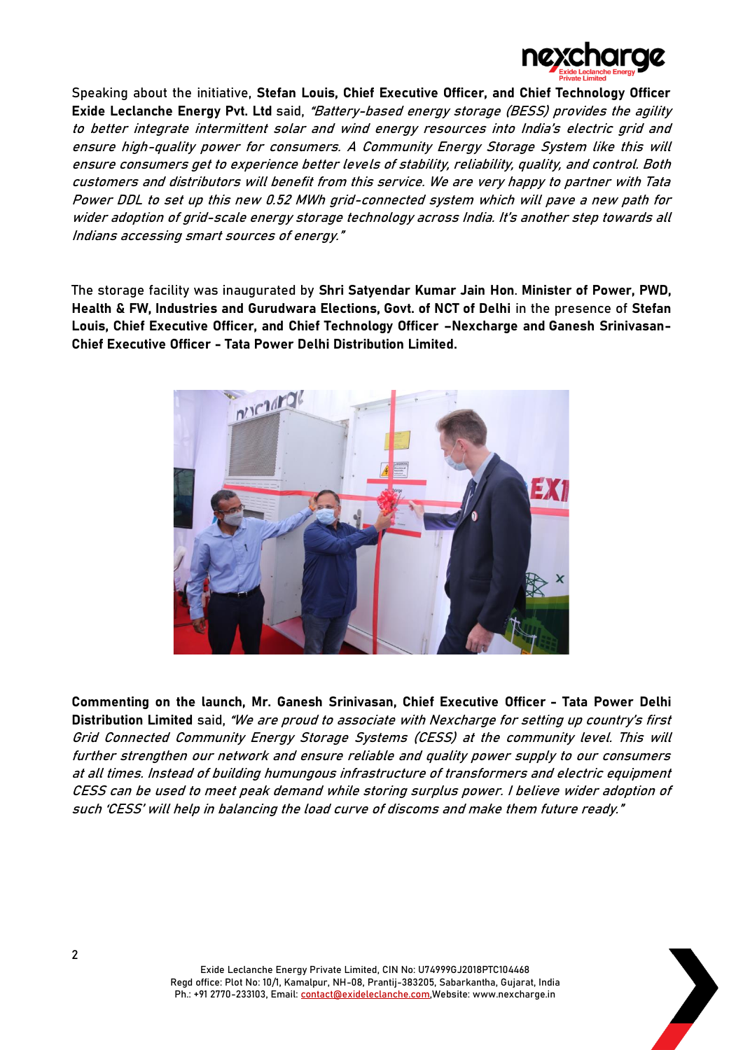Speaking about the initiative, **Stefan Louis, Chief Executive Officer, and Chief Technology Officer Exide Leclanche Energy Pvt. Ltd** said, *"Battery-based energy storage (BESS) provides the agility to better integrate intermittent solar and wind energy resources into India's electric grid and ensure high-quality power for consumers. A Community Energy Storage System like this will ensure consumers get to experience better levels of stability, reliability, quality, and control. Both customers and distributors will benefit from this service. We are very happy to partner with Tata Power DDL to set up this new 0.52 MWh grid-connected system which will pave a new path for wider adoption of grid-scale energy storage technology across India. It's another step towards all Indians accessing smart sources of energy."*

The storage facility was inaugurated by **Shri Satyendar Kumar Jain Hon**. **Minister of Power, PWD, Health & FW, Industries and Gurudwara Elections, Govt. of NCT of Delhi** in the presence of **Stefan Louis, Chief Executive Officer, and Chief Technology Officer –Nexcharge and Ganesh Srinivasan- Chief Executive Officer - Tata Power Delhi Distribution Limited.**

**Commenting on the launch, Mr. Ganesh Srinivasan, Chief Executive Officer - Tata Power Delhi Distribution Limited** said, *"We are proud to associate with Nexcharge for setting up country's first Grid Connected Community Energy Storage Systems (CESS) at the community level. This will further strengthen our network and ensure reliable and quality power supply to our consumers at all times. Instead of building humungous infrastructure of transformers and electric equipment CESS can be used to meet peak demand while storing surplus power. I believe wider adoption of such 'CESS' will help in balancing the load curve of discoms and make them future ready."*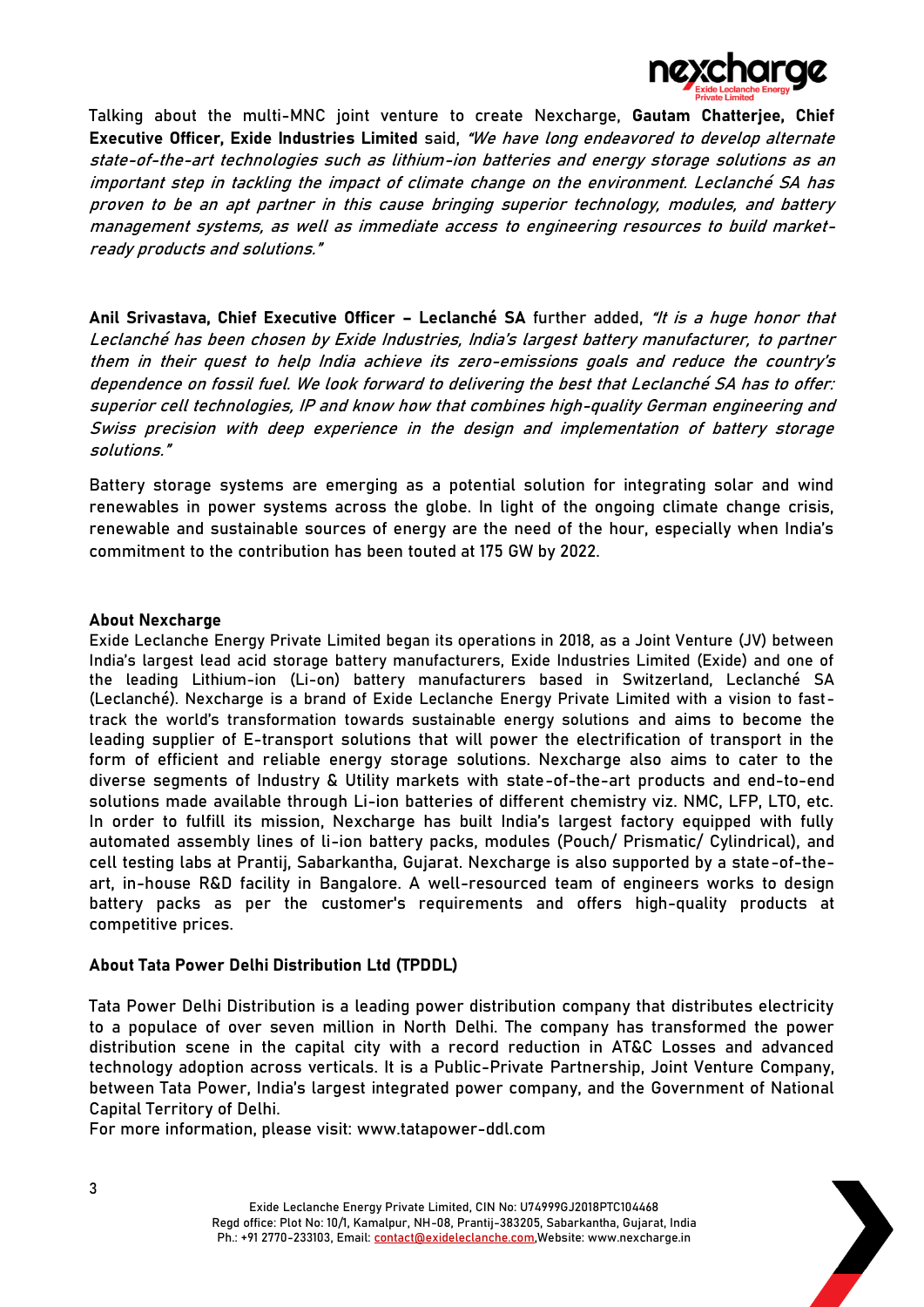Talking about the multi-MNC joint venture to create Nexcharge, **Gautam Chatterjee, Chief Executive Officer, Exide Industries Limited** said, *"We have long endeavored to develop alternate state-of-the-art technologies such as lithium-ion batteries and energy storage solutions as an important step in tackling the impact of climate change on the environment. Leclanché SA has proven to be an apt partner in this cause bringing superior technology, modules, and battery management systems, as well as immediate access to engineering resources to build market-ready products and solutions."*

**Anil Srivastava, Chief Executive Officer – Leclanché SA** further added, *"It is a huge honor that Leclanché has been chosen by Exide Industries, India's largest battery manufacturer, to partner them in their quest to help India achieve its zero-emissions goals and reduce the country's dependence on fossil fuel. We look forward to delivering the best that Leclanché SA has to offer: superior cell technologies, IP and know how that combines high-quality German engineering and Swiss precision with deep experience in the design and implementation of battery storage solutions."*

Battery storage systems are emerging as a potential solution for integrating solar and wind renewables in power systems across the globe. In light of the ongoing climate change crisis, renewable and sustainable sources of energy are the need of the hour, especially when India's commitment to the contribution has been touted at 175 GW by 2022.

**About Nexcharge**

Exide Leclanche Energy Private Limited began its operations in 2018, as a Joint Venture (JV) between India's largest lead acid storage battery manufacturers, Exide Industries Limited (Exide) and one of the leading Lithium-ion (Li-on) battery manufacturers based in Switzerland, Leclanché SA (Leclanché). Nexcharge is a brand of Exide Leclanche Energy Private Limited with a vision to fast-track the world's transformation towards sustainable energy solutions and aims to become the leading supplier of E-transport solutions that will power the electrification of transport in the form of efficient and reliable energy storage solutions. Nexcharge also aims to cater to the diverse segments of Industry & Utility markets with state-of-the-art products and end-to-end solutions made available through Li-ion batteries of different chemistry viz. NMC, LFP, LTO, etc. In order to fulfill its mission, Nexcharge has built India's largest factory equipped with fully automated assembly lines of li-ion battery packs, modules (Pouch/ Prismatic/ Cylindrical), and cell testing labs at Prantij, Sabarkantha, Gujarat. Nexcharge is also supported by a state-of-the-art, in-house R&D facility in Bangalore. A well-resourced team of engineers works to design battery packs as per the customer's requirements and offers high-quality products at competitive prices.

**About Tata Power Delhi Distribution Ltd (TPDDL)**

Tata Power Delhi Distribution is a leading power distribution company that distributes electricity to a populace of over seven million in North Delhi. The company has transformed the power distribution scene in the capital city with a record reduction in AT&C Losses and advanced technology adoption across verticals. It is a Public-Private Partnership, Joint Venture Company, between Tata Power, India's largest integrated power company, and the Government of National Capital Territory of Delhi.
For more information, please visit: www.tatapower-ddl.com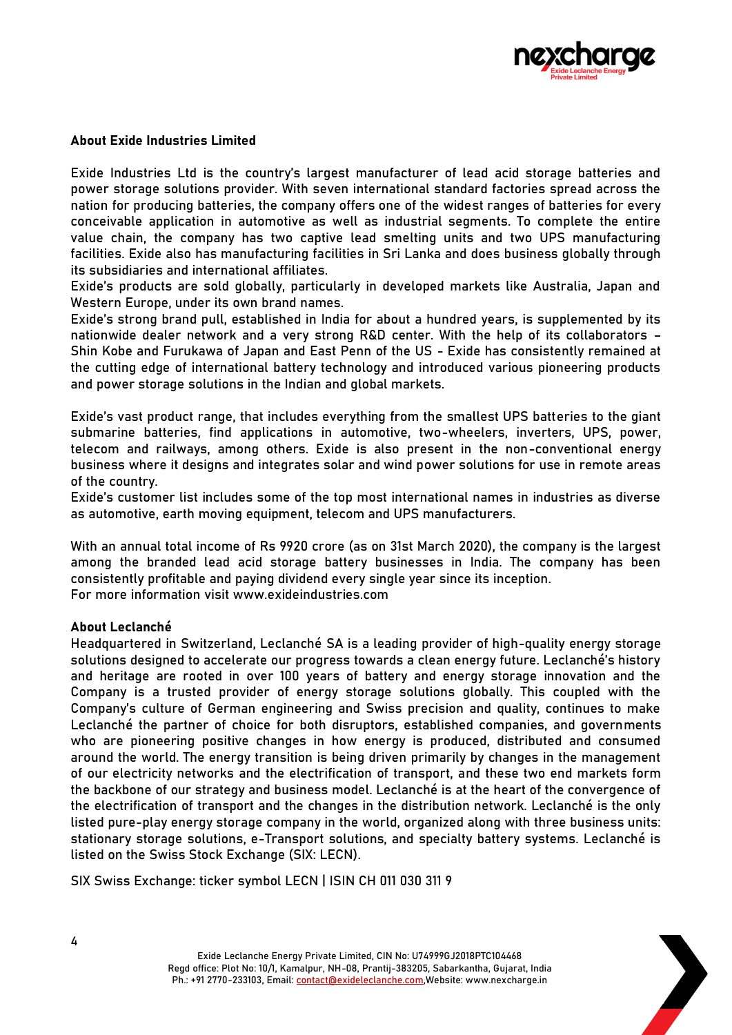**About Exide Industries Limited**

Exide Industries Ltd is the country's largest manufacturer of lead acid storage batteries and power storage solutions provider. With seven international standard factories spread across the nation for producing batteries, the company offers one of the widest ranges of batteries for every conceivable application in automotive as well as industrial segments. To complete the entire value chain, the company has two captive lead smelting units and two UPS manufacturing facilities. Exide also has manufacturing facilities in Sri Lanka and does business globally through its subsidiaries and international affiliates.
Exide's products are sold globally, particularly in developed markets like Australia, Japan and Western Europe, under its own brand names.
Exide's strong brand pull, established in India for about a hundred years, is supplemented by its nationwide dealer network and a very strong R&D center. With the help of its collaborators – Shin Kobe and Furukawa of Japan and East Penn of the US - Exide has consistently remained at the cutting edge of international battery technology and introduced various pioneering products and power storage solutions in the Indian and global markets.

Exide's vast product range, that includes everything from the smallest UPS batteries to the giant submarine batteries, find applications in automotive, two-wheelers, inverters, UPS, power, telecom and railways, among others. Exide is also present in the non-conventional energy business where it designs and integrates solar and wind power solutions for use in remote areas of the country.
Exide's customer list includes some of the top most international names in industries as diverse as automotive, earth moving equipment, telecom and UPS manufacturers.

With an annual total income of Rs 9920 crore (as on 31st March 2020), the company is the largest among the branded lead acid storage battery businesses in India. The company has been consistently profitable and paying dividend every single year since its inception.
For more information visit www.exideindustries.com

**About Leclanché**
Headquartered in Switzerland, Leclanché SA is a leading provider of high-quality energy storage solutions designed to accelerate our progress towards a clean energy future. Leclanché's history and heritage are rooted in over 100 years of battery and energy storage innovation and the Company is a trusted provider of energy storage solutions globally. This coupled with the Company's culture of German engineering and Swiss precision and quality, continues to make Leclanché the partner of choice for both disruptors, established companies, and governments who are pioneering positive changes in how energy is produced, distributed and consumed around the world. The energy transition is being driven primarily by changes in the management of our electricity networks and the electrification of transport, and these two end markets form the backbone of our strategy and business model. Leclanché is at the heart of the convergence of the electrification of transport and the changes in the distribution network. Leclanché is the only listed pure-play energy storage company in the world, organized along with three business units: stationary storage solutions, e-Transport solutions, and specialty battery systems. Leclanché is listed on the Swiss Stock Exchange (SIX: LECN).

SIX Swiss Exchange: ticker symbol LECN | ISIN CH 011 030 311 9